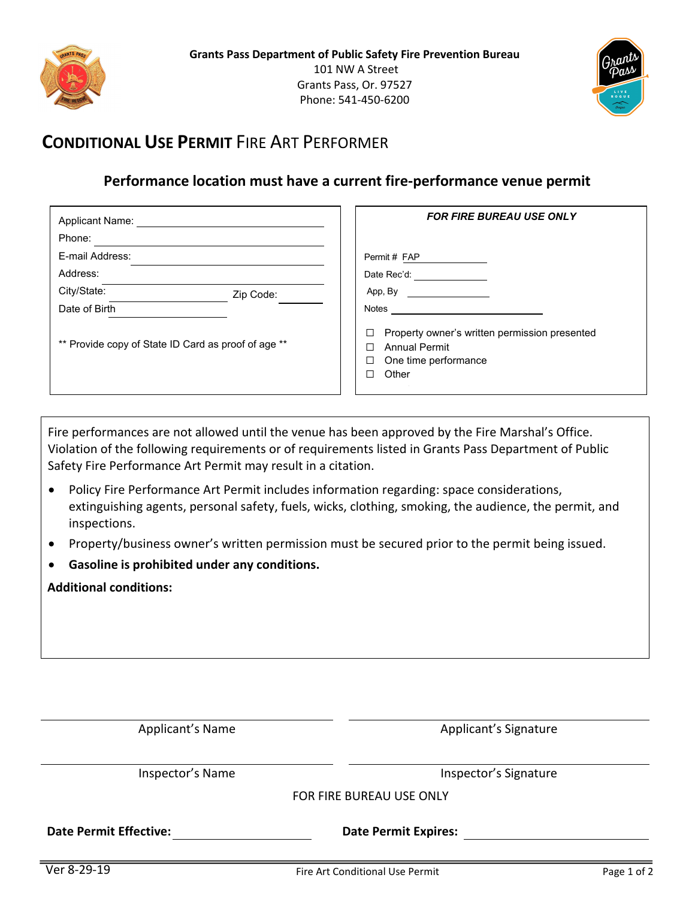**Grants Pass Department of Public Safety Fire Prevention Bureau**
101 NW A Street
Grants Pass, Or. 97527
Phone: 541-450-6200

# CONDITIONAL USE PERMIT FIRE ART PERFORMER

## Performance location must have a current fire-performance venue permit

Applicant Name: ______________________

Phone: ______________________

E-mail Address: ______________________

Address: ______________________

City/State: ______________ Zip Code: ________

Date of Birth ______________

** Provide copy of State ID Card as proof of age **

***FOR FIRE BUREAU USE ONLY***

Permit # FAP __________

Date Rec'd: __________

App, By __________

Notes __________

☐ Property owner's written permission presented
☐ Annual Permit
☐ One time performance
☐ Other

Fire performances are not allowed until the venue has been approved by the Fire Marshal's Office. Violation of the following requirements or of requirements listed in Grants Pass Department of Public Safety Fire Performance Art Permit may result in a citation.

- Policy Fire Performance Art Permit includes information regarding: space considerations, extinguishing agents, personal safety, fuels, wicks, clothing, smoking, the audience, the permit, and inspections.
- Property/business owner's written permission must be secured prior to the permit being issued.
- **Gasoline is prohibited under any conditions.**

**Additional conditions:**

______________________ Applicant's Name

______________________ Applicant's Signature

______________________ Inspector's Name

______________________ Inspector's Signature

FOR FIRE BUREAU USE ONLY

**Date Permit Effective:** ______________ **Date Permit Expires:** ______________

Ver 8-29-19 Fire Art Conditional Use Permit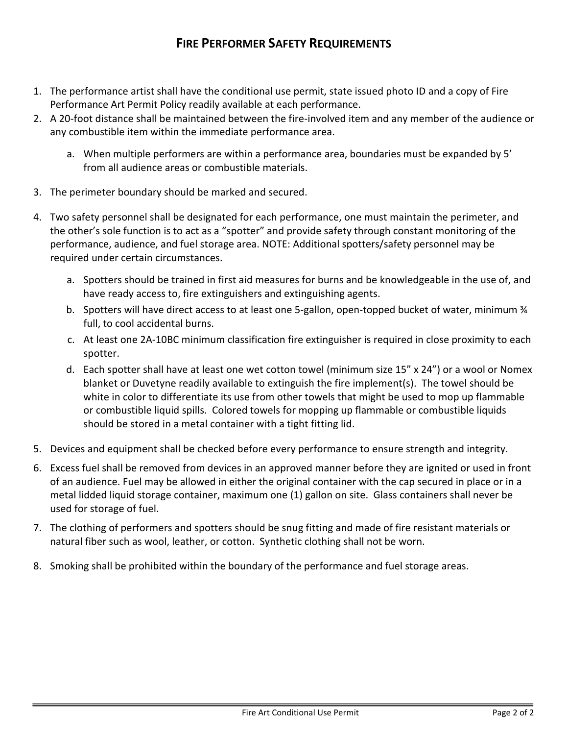# Fire Performer Safety Requirements

1. The performance artist shall have the conditional use permit, state issued photo ID and a copy of Fire Performance Art Permit Policy readily available at each performance.
2. A 20-foot distance shall be maintained between the fire-involved item and any member of the audience or any combustible item within the immediate performance area.
   a. When multiple performers are within a performance area, boundaries must be expanded by 5' from all audience areas or combustible materials.
3. The perimeter boundary should be marked and secured.
4. Two safety personnel shall be designated for each performance, one must maintain the perimeter, and the other's sole function is to act as a "spotter" and provide safety through constant monitoring of the performance, audience, and fuel storage area. NOTE: Additional spotters/safety personnel may be required under certain circumstances.
   a. Spotters should be trained in first aid measures for burns and be knowledgeable in the use of, and have ready access to, fire extinguishers and extinguishing agents.
   b. Spotters will have direct access to at least one 5-gallon, open-topped bucket of water, minimum ¾ full, to cool accidental burns.
   c. At least one 2A-10BC minimum classification fire extinguisher is required in close proximity to each spotter.
   d. Each spotter shall have at least one wet cotton towel (minimum size 15" x 24") or a wool or Nomex blanket or Duvetyne readily available to extinguish the fire implement(s). The towel should be white in color to differentiate its use from other towels that might be used to mop up flammable or combustible liquid spills. Colored towels for mopping up flammable or combustible liquids should be stored in a metal container with a tight fitting lid.
5. Devices and equipment shall be checked before every performance to ensure strength and integrity.
6. Excess fuel shall be removed from devices in an approved manner before they are ignited or used in front of an audience. Fuel may be allowed in either the original container with the cap secured in place or in a metal lidded liquid storage container, maximum one (1) gallon on site. Glass containers shall never be used for storage of fuel.
7. The clothing of performers and spotters should be snug fitting and made of fire resistant materials or natural fiber such as wool, leather, or cotton. Synthetic clothing shall not be worn.
8. Smoking shall be prohibited within the boundary of the performance and fuel storage areas.